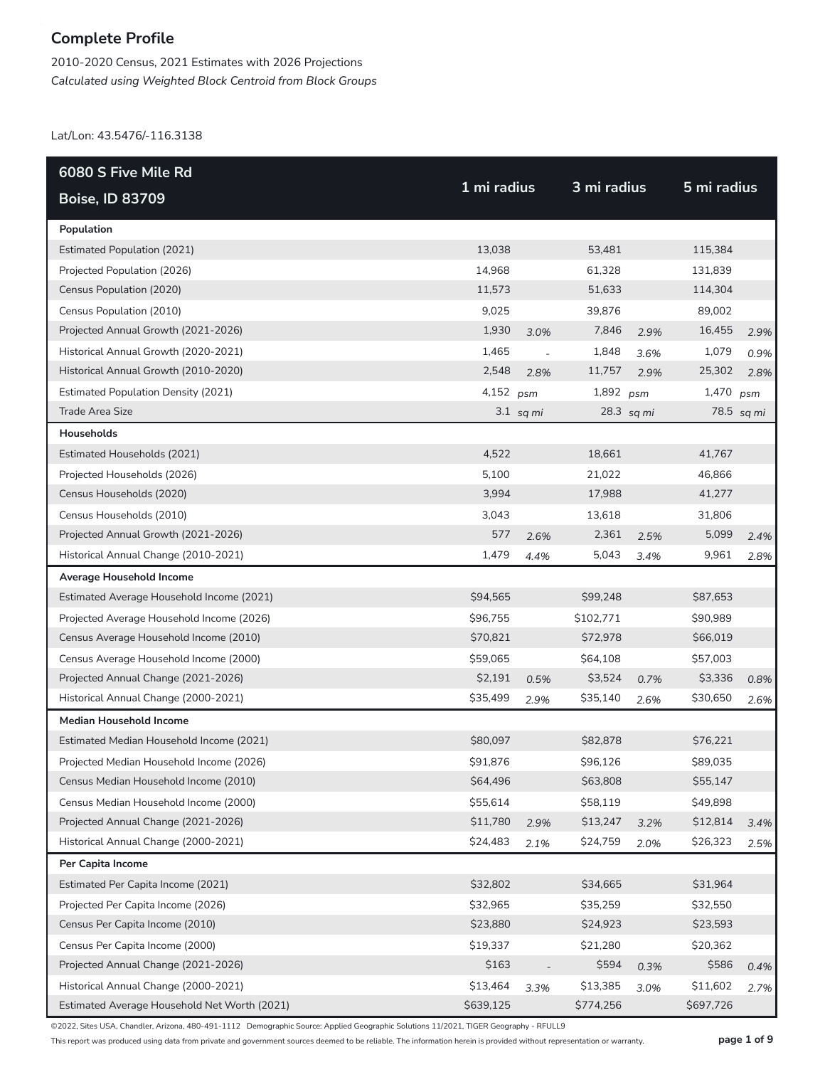# Complete Profile

2010-2020 Census, 2021 Estimates with 2026 Projections

*Calculated using Weighted Block Centroid from Block Groups*

Lat/Lon: 43.5476/-116.3138

| 6080 S Five Mile Rd Boise, ID 83709 | 1 mi radius | | 3 mi radius | | 5 mi radius | |
|---|---|---|---|---|---|---|
| **Population** | | | | | | |
| Estimated Population (2021) | 13,038 | | 53,481 | | 115,384 | |
| Projected Population (2026) | 14,968 | | 61,328 | | 131,839 | |
| Census Population (2020) | 11,573 | | 51,633 | | 114,304 | |
| Census Population (2010) | 9,025 | | 39,876 | | 89,002 | |
| Projected Annual Growth (2021-2026) | 1,930 | *3.0%* | 7,846 | *2.9%* | 16,455 | *2.9%* |
| Historical Annual Growth (2020-2021) | 1,465 | - | 1,848 | *3.6%* | 1,079 | *0.9%* |
| Historical Annual Growth (2010-2020) | 2,548 | *2.8%* | 11,757 | *2.9%* | 25,302 | *2.8%* |
| Estimated Population Density (2021) | 4,152 | *psm* | 1,892 | *psm* | 1,470 | *psm* |
| Trade Area Size | 3.1 | *sq mi* | 28.3 | *sq mi* | 78.5 | *sq mi* |
| **Households** | | | | | | |
| Estimated Households (2021) | 4,522 | | 18,661 | | 41,767 | |
| Projected Households (2026) | 5,100 | | 21,022 | | 46,866 | |
| Census Households (2020) | 3,994 | | 17,988 | | 41,277 | |
| Census Households (2010) | 3,043 | | 13,618 | | 31,806 | |
| Projected Annual Growth (2021-2026) | 577 | *2.6%* | 2,361 | *2.5%* | 5,099 | *2.4%* |
| Historical Annual Change (2010-2021) | 1,479 | *4.4%* | 5,043 | *3.4%* | 9,961 | *2.8%* |
| **Average Household Income** | | | | | | |
| Estimated Average Household Income (2021) | $94,565 | | $99,248 | | $87,653 | |
| Projected Average Household Income (2026) | $96,755 | | $102,771 | | $90,989 | |
| Census Average Household Income (2010) | $70,821 | | $72,978 | | $66,019 | |
| Census Average Household Income (2000) | $59,065 | | $64,108 | | $57,003 | |
| Projected Annual Change (2021-2026) | $2,191 | *0.5%* | $3,524 | *0.7%* | $3,336 | *0.8%* |
| Historical Annual Change (2000-2021) | $35,499 | *2.9%* | $35,140 | *2.6%* | $30,650 | *2.6%* |
| **Median Household Income** | | | | | | |
| Estimated Median Household Income (2021) | $80,097 | | $82,878 | | $76,221 | |
| Projected Median Household Income (2026) | $91,876 | | $96,126 | | $89,035 | |
| Census Median Household Income (2010) | $64,496 | | $63,808 | | $55,147 | |
| Census Median Household Income (2000) | $55,614 | | $58,119 | | $49,898 | |
| Projected Annual Change (2021-2026) | $11,780 | *2.9%* | $13,247 | *3.2%* | $12,814 | *3.4%* |
| Historical Annual Change (2000-2021) | $24,483 | *2.1%* | $24,759 | *2.0%* | $26,323 | *2.5%* |
| **Per Capita Income** | | | | | | |
| Estimated Per Capita Income (2021) | $32,802 | | $34,665 | | $31,964 | |
| Projected Per Capita Income (2026) | $32,965 | | $35,259 | | $32,550 | |
| Census Per Capita Income (2010) | $23,880 | | $24,923 | | $23,593 | |
| Census Per Capita Income (2000) | $19,337 | | $21,280 | | $20,362 | |
| Projected Annual Change (2021-2026) | $163 | - | $594 | *0.3%* | $586 | *0.4%* |
| Historical Annual Change (2000-2021) | $13,464 | *3.3%* | $13,385 | *3.0%* | $11,602 | *2.7%* |
| Estimated Average Household Net Worth (2021) | $639,125 | | $774,256 | | $697,726 | |

©2022, Sites USA, Chandler, Arizona, 480-491-1112 Demographic Source: Applied Geographic Solutions 11/2021, TIGER Geography - RFULL9

This report was produced using data from private and government sources deemed to be reliable. The information herein is provided without representation or warranty.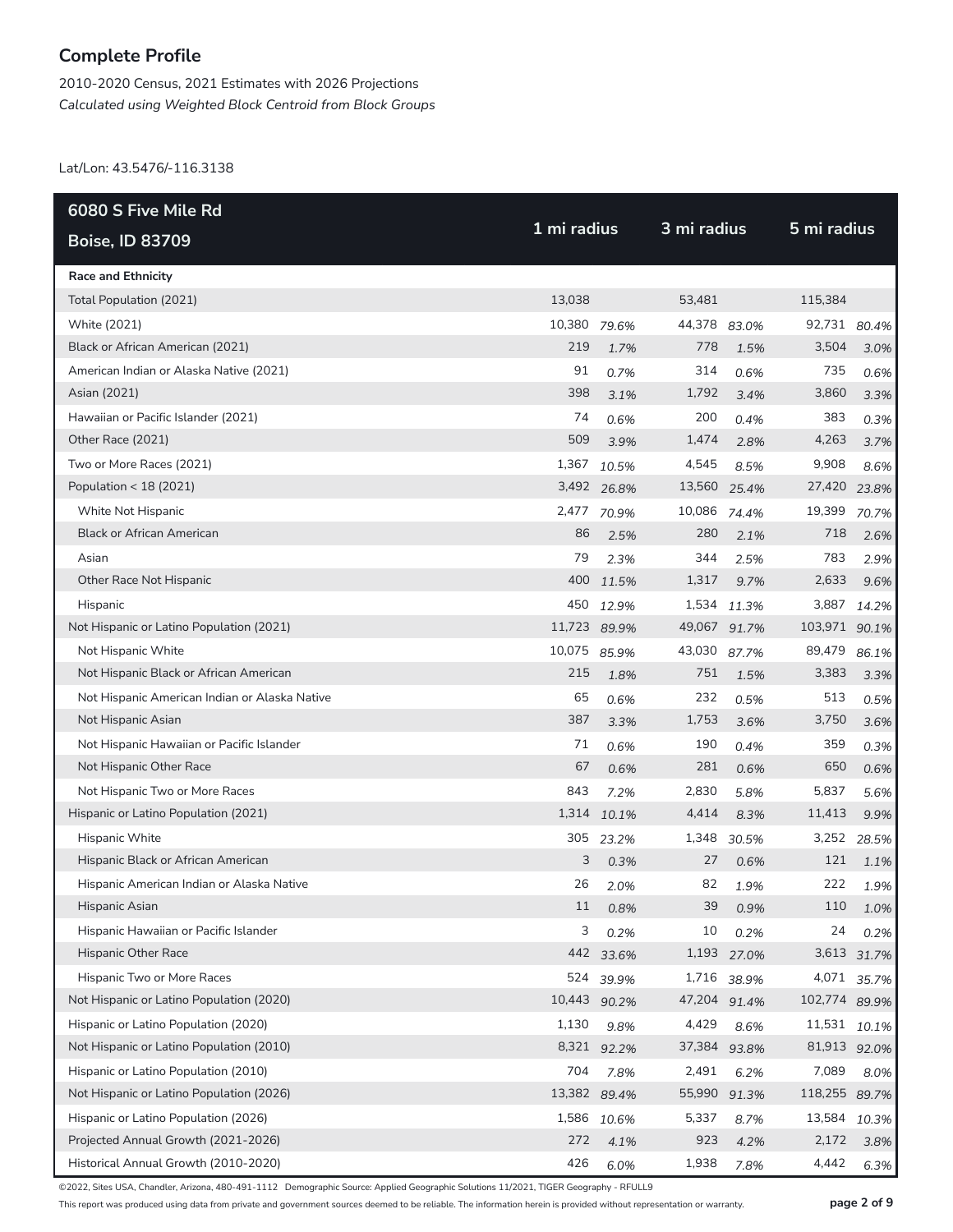## Complete Profile

2010-2020 Census, 2021 Estimates with 2026 Projections
*Calculated using Weighted Block Centroid from Block Groups*

Lat/Lon: 43.5476/-116.3138

| 6080 S Five Mile Rd<br>Boise, ID 83709 | 1 mi radius | | 3 mi radius | | 5 mi radius | |
|---|---|---|---|---|---|---|
| **Race and Ethnicity** | | | | | | |
| Total Population (2021) | 13,038 | | 53,481 | | 115,384 | |
| White (2021) | 10,380 | *79.6%* | 44,378 | *83.0%* | 92,731 | *80.4%* |
| Black or African American (2021) | 219 | *1.7%* | 778 | *1.5%* | 3,504 | *3.0%* |
| American Indian or Alaska Native (2021) | 91 | *0.7%* | 314 | *0.6%* | 735 | *0.6%* |
| Asian (2021) | 398 | *3.1%* | 1,792 | *3.4%* | 3,860 | *3.3%* |
| Hawaiian or Pacific Islander (2021) | 74 | *0.6%* | 200 | *0.4%* | 383 | *0.3%* |
| Other Race (2021) | 509 | *3.9%* | 1,474 | *2.8%* | 4,263 | *3.7%* |
| Two or More Races (2021) | 1,367 | *10.5%* | 4,545 | *8.5%* | 9,908 | *8.6%* |
| Population < 18 (2021) | 3,492 | *26.8%* | 13,560 | *25.4%* | 27,420 | *23.8%* |
| White Not Hispanic | 2,477 | *70.9%* | 10,086 | *74.4%* | 19,399 | *70.7%* |
| Black or African American | 86 | *2.5%* | 280 | *2.1%* | 718 | *2.6%* |
| Asian | 79 | *2.3%* | 344 | *2.5%* | 783 | *2.9%* |
| Other Race Not Hispanic | 400 | *11.5%* | 1,317 | *9.7%* | 2,633 | *9.6%* |
| Hispanic | 450 | *12.9%* | 1,534 | *11.3%* | 3,887 | *14.2%* |
| Not Hispanic or Latino Population (2021) | 11,723 | *89.9%* | 49,067 | *91.7%* | 103,971 | *90.1%* |
| Not Hispanic White | 10,075 | *85.9%* | 43,030 | *87.7%* | 89,479 | *86.1%* |
| Not Hispanic Black or African American | 215 | *1.8%* | 751 | *1.5%* | 3,383 | *3.3%* |
| Not Hispanic American Indian or Alaska Native | 65 | *0.6%* | 232 | *0.5%* | 513 | *0.5%* |
| Not Hispanic Asian | 387 | *3.3%* | 1,753 | *3.6%* | 3,750 | *3.6%* |
| Not Hispanic Hawaiian or Pacific Islander | 71 | *0.6%* | 190 | *0.4%* | 359 | *0.3%* |
| Not Hispanic Other Race | 67 | *0.6%* | 281 | *0.6%* | 650 | *0.6%* |
| Not Hispanic Two or More Races | 843 | *7.2%* | 2,830 | *5.8%* | 5,837 | *5.6%* |
| Hispanic or Latino Population (2021) | 1,314 | *10.1%* | 4,414 | *8.3%* | 11,413 | *9.9%* |
| Hispanic White | 305 | *23.2%* | 1,348 | *30.5%* | 3,252 | *28.5%* |
| Hispanic Black or African American | 3 | *0.3%* | 27 | *0.6%* | 121 | *1.1%* |
| Hispanic American Indian or Alaska Native | 26 | *2.0%* | 82 | *1.9%* | 222 | *1.9%* |
| Hispanic Asian | 11 | *0.8%* | 39 | *0.9%* | 110 | *1.0%* |
| Hispanic Hawaiian or Pacific Islander | 3 | *0.2%* | 10 | *0.2%* | 24 | *0.2%* |
| Hispanic Other Race | 442 | *33.6%* | 1,193 | *27.0%* | 3,613 | *31.7%* |
| Hispanic Two or More Races | 524 | *39.9%* | 1,716 | *38.9%* | 4,071 | *35.7%* |
| Not Hispanic or Latino Population (2020) | 10,443 | *90.2%* | 47,204 | *91.4%* | 102,774 | *89.9%* |
| Hispanic or Latino Population (2020) | 1,130 | *9.8%* | 4,429 | *8.6%* | 11,531 | *10.1%* |
| Not Hispanic or Latino Population (2010) | 8,321 | *92.2%* | 37,384 | *93.8%* | 81,913 | *92.0%* |
| Hispanic or Latino Population (2010) | 704 | *7.8%* | 2,491 | *6.2%* | 7,089 | *8.0%* |
| Not Hispanic or Latino Population (2026) | 13,382 | *89.4%* | 55,990 | *91.3%* | 118,255 | *89.7%* |
| Hispanic or Latino Population (2026) | 1,586 | *10.6%* | 5,337 | *8.7%* | 13,584 | *10.3%* |
| Projected Annual Growth (2021-2026) | 272 | *4.1%* | 923 | *4.2%* | 2,172 | *3.8%* |
| Historical Annual Growth (2010-2020) | 426 | *6.0%* | 1,938 | *7.8%* | 4,442 | *6.3%* |

©2022, Sites USA, Chandler, Arizona, 480-491-1112 Demographic Source: Applied Geographic Solutions 11/2021, TIGER Geography - RFULL9

This report was produced using data from private and government sources deemed to be reliable. The information herein is provided without representation or warranty.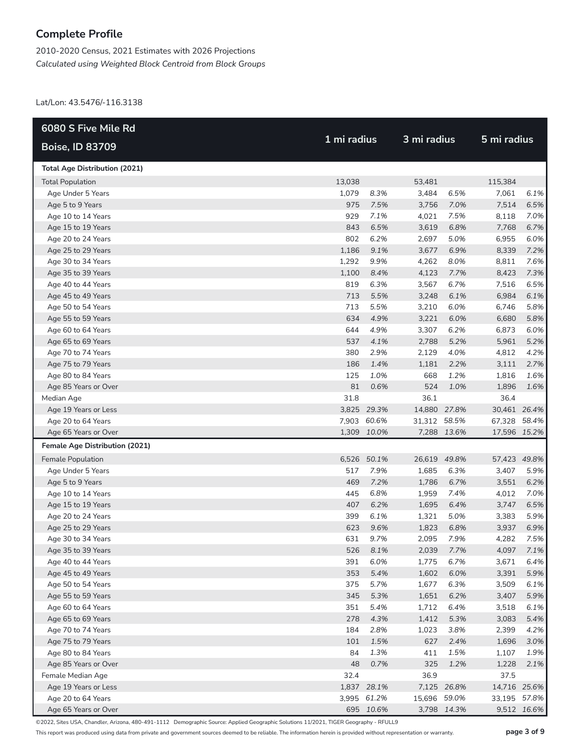## Complete Profile

2010-2020 Census, 2021 Estimates with 2026 Projections
*Calculated using Weighted Block Centroid from Block Groups*

Lat/Lon: 43.5476/-116.3138

| 6080 S Five Mile Rd Boise, ID 83709 | 1 mi radius | | 3 mi radius | | 5 mi radius | |
|---|---|---|---|---|---|---|
| **Total Age Distribution (2021)** | | | | | | |
| Total Population | 13,038 | | 53,481 | | 115,384 | |
| Age Under 5 Years | 1,079 | *8.3%* | 3,484 | *6.5%* | 7,061 | *6.1%* |
| Age 5 to 9 Years | 975 | *7.5%* | 3,756 | *7.0%* | 7,514 | *6.5%* |
| Age 10 to 14 Years | 929 | *7.1%* | 4,021 | *7.5%* | 8,118 | *7.0%* |
| Age 15 to 19 Years | 843 | *6.5%* | 3,619 | *6.8%* | 7,768 | *6.7%* |
| Age 20 to 24 Years | 802 | *6.2%* | 2,697 | *5.0%* | 6,955 | *6.0%* |
| Age 25 to 29 Years | 1,186 | *9.1%* | 3,677 | *6.9%* | 8,339 | *7.2%* |
| Age 30 to 34 Years | 1,292 | *9.9%* | 4,262 | *8.0%* | 8,811 | *7.6%* |
| Age 35 to 39 Years | 1,100 | *8.4%* | 4,123 | *7.7%* | 8,423 | *7.3%* |
| Age 40 to 44 Years | 819 | *6.3%* | 3,567 | *6.7%* | 7,516 | *6.5%* |
| Age 45 to 49 Years | 713 | *5.5%* | 3,248 | *6.1%* | 6,984 | *6.1%* |
| Age 50 to 54 Years | 713 | *5.5%* | 3,210 | *6.0%* | 6,746 | *5.8%* |
| Age 55 to 59 Years | 634 | *4.9%* | 3,221 | *6.0%* | 6,680 | *5.8%* |
| Age 60 to 64 Years | 644 | *4.9%* | 3,307 | *6.2%* | 6,873 | *6.0%* |
| Age 65 to 69 Years | 537 | *4.1%* | 2,788 | *5.2%* | 5,961 | *5.2%* |
| Age 70 to 74 Years | 380 | *2.9%* | 2,129 | *4.0%* | 4,812 | *4.2%* |
| Age 75 to 79 Years | 186 | *1.4%* | 1,181 | *2.2%* | 3,111 | *2.7%* |
| Age 80 to 84 Years | 125 | *1.0%* | 668 | *1.2%* | 1,816 | *1.6%* |
| Age 85 Years or Over | 81 | *0.6%* | 524 | *1.0%* | 1,896 | *1.6%* |
| Median Age | 31.8 | | 36.1 | | 36.4 | |
| Age 19 Years or Less | 3,825 | *29.3%* | 14,880 | *27.8%* | 30,461 | *26.4%* |
| Age 20 to 64 Years | 7,903 | *60.6%* | 31,312 | *58.5%* | 67,328 | *58.4%* |
| Age 65 Years or Over | 1,309 | *10.0%* | 7,288 | *13.6%* | 17,596 | *15.2%* |
| **Female Age Distribution (2021)** | | | | | | |
| Female Population | 6,526 | *50.1%* | 26,619 | *49.8%* | 57,423 | *49.8%* |
| Age Under 5 Years | 517 | *7.9%* | 1,685 | *6.3%* | 3,407 | *5.9%* |
| Age 5 to 9 Years | 469 | *7.2%* | 1,786 | *6.7%* | 3,551 | *6.2%* |
| Age 10 to 14 Years | 445 | *6.8%* | 1,959 | *7.4%* | 4,012 | *7.0%* |
| Age 15 to 19 Years | 407 | *6.2%* | 1,695 | *6.4%* | 3,747 | *6.5%* |
| Age 20 to 24 Years | 399 | *6.1%* | 1,321 | *5.0%* | 3,383 | *5.9%* |
| Age 25 to 29 Years | 623 | *9.6%* | 1,823 | *6.8%* | 3,937 | *6.9%* |
| Age 30 to 34 Years | 631 | *9.7%* | 2,095 | *7.9%* | 4,282 | *7.5%* |
| Age 35 to 39 Years | 526 | *8.1%* | 2,039 | *7.7%* | 4,097 | *7.1%* |
| Age 40 to 44 Years | 391 | *6.0%* | 1,775 | *6.7%* | 3,671 | *6.4%* |
| Age 45 to 49 Years | 353 | *5.4%* | 1,602 | *6.0%* | 3,391 | *5.9%* |
| Age 50 to 54 Years | 375 | *5.7%* | 1,677 | *6.3%* | 3,509 | *6.1%* |
| Age 55 to 59 Years | 345 | *5.3%* | 1,651 | *6.2%* | 3,407 | *5.9%* |
| Age 60 to 64 Years | 351 | *5.4%* | 1,712 | *6.4%* | 3,518 | *6.1%* |
| Age 65 to 69 Years | 278 | *4.3%* | 1,412 | *5.3%* | 3,083 | *5.4%* |
| Age 70 to 74 Years | 184 | *2.8%* | 1,023 | *3.8%* | 2,399 | *4.2%* |
| Age 75 to 79 Years | 101 | *1.5%* | 627 | *2.4%* | 1,696 | *3.0%* |
| Age 80 to 84 Years | 84 | *1.3%* | 411 | *1.5%* | 1,107 | *1.9%* |
| Age 85 Years or Over | 48 | *0.7%* | 325 | *1.2%* | 1,228 | *2.1%* |
| Female Median Age | 32.4 | | 36.9 | | 37.5 | |
| Age 19 Years or Less | 1,837 | *28.1%* | 7,125 | *26.8%* | 14,716 | *25.6%* |
| Age 20 to 64 Years | 3,995 | *61.2%* | 15,696 | *59.0%* | 33,195 | *57.8%* |
| Age 65 Years or Over | 695 | *10.6%* | 3,798 | *14.3%* | 9,512 | *16.6%* |

©2022, Sites USA, Chandler, Arizona, 480-491-1112 Demographic Source: Applied Geographic Solutions 11/2021, TIGER Geography - RFULL9

This report was produced using data from private and government sources deemed to be reliable. The information herein is provided without representation or warranty.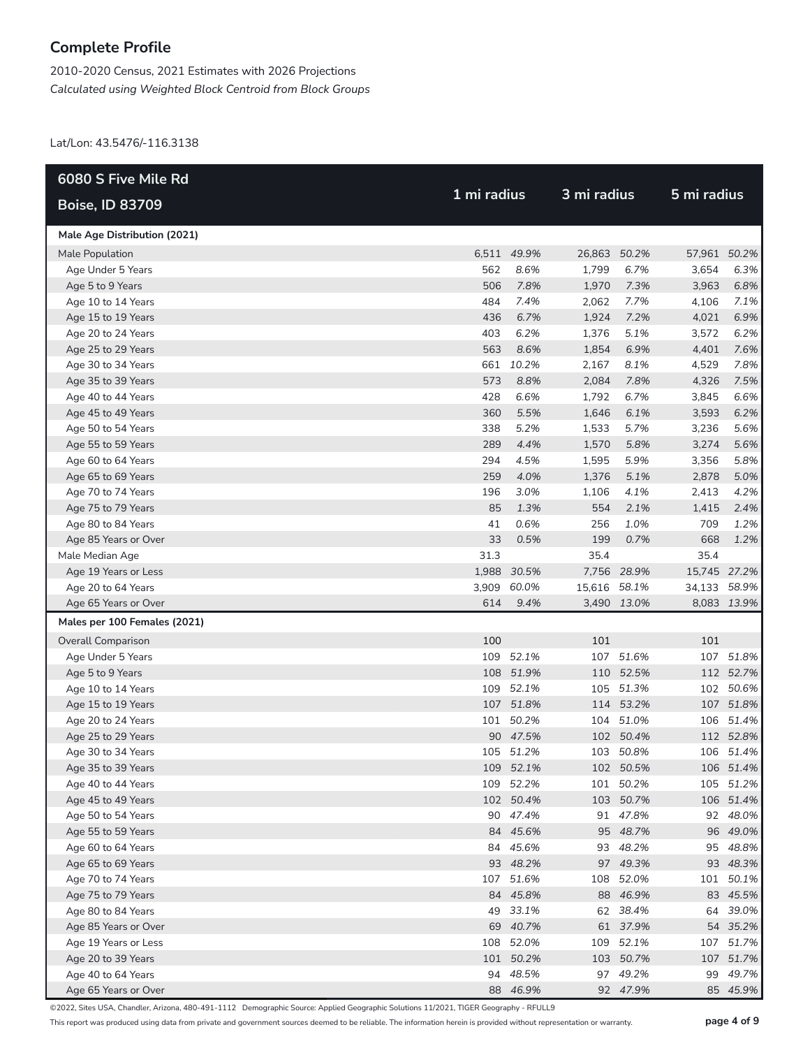## Complete Profile

2010-2020 Census, 2021 Estimates with 2026 Projections
*Calculated using Weighted Block Centroid from Block Groups*

Lat/Lon: 43.5476/-116.3138

| 6080 S Five Mile Rd<br>Boise, ID 83709 | 1 mi radius | | 3 mi radius | | 5 mi radius | |
|---|---|---|---|---|---|---|
| **Male Age Distribution (2021)** | | | | | | |
| Male Population | 6,511 | *49.9%* | 26,863 | *50.2%* | 57,961 | *50.2%* |
| Age Under 5 Years | 562 | *8.6%* | 1,799 | *6.7%* | 3,654 | *6.3%* |
| Age 5 to 9 Years | 506 | *7.8%* | 1,970 | *7.3%* | 3,963 | *6.8%* |
| Age 10 to 14 Years | 484 | *7.4%* | 2,062 | *7.7%* | 4,106 | *7.1%* |
| Age 15 to 19 Years | 436 | *6.7%* | 1,924 | *7.2%* | 4,021 | *6.9%* |
| Age 20 to 24 Years | 403 | *6.2%* | 1,376 | *5.1%* | 3,572 | *6.2%* |
| Age 25 to 29 Years | 563 | *8.6%* | 1,854 | *6.9%* | 4,401 | *7.6%* |
| Age 30 to 34 Years | 661 | *10.2%* | 2,167 | *8.1%* | 4,529 | *7.8%* |
| Age 35 to 39 Years | 573 | *8.8%* | 2,084 | *7.8%* | 4,326 | *7.5%* |
| Age 40 to 44 Years | 428 | *6.6%* | 1,792 | *6.7%* | 3,845 | *6.6%* |
| Age 45 to 49 Years | 360 | *5.5%* | 1,646 | *6.1%* | 3,593 | *6.2%* |
| Age 50 to 54 Years | 338 | *5.2%* | 1,533 | *5.7%* | 3,236 | *5.6%* |
| Age 55 to 59 Years | 289 | *4.4%* | 1,570 | *5.8%* | 3,274 | *5.6%* |
| Age 60 to 64 Years | 294 | *4.5%* | 1,595 | *5.9%* | 3,356 | *5.8%* |
| Age 65 to 69 Years | 259 | *4.0%* | 1,376 | *5.1%* | 2,878 | *5.0%* |
| Age 70 to 74 Years | 196 | *3.0%* | 1,106 | *4.1%* | 2,413 | *4.2%* |
| Age 75 to 79 Years | 85 | *1.3%* | 554 | *2.1%* | 1,415 | *2.4%* |
| Age 80 to 84 Years | 41 | *0.6%* | 256 | *1.0%* | 709 | *1.2%* |
| Age 85 Years or Over | 33 | *0.5%* | 199 | *0.7%* | 668 | *1.2%* |
| Male Median Age | 31.3 | | 35.4 | | 35.4 | |
| Age 19 Years or Less | 1,988 | *30.5%* | 7,756 | *28.9%* | 15,745 | *27.2%* |
| Age 20 to 64 Years | 3,909 | *60.0%* | 15,616 | *58.1%* | 34,133 | *58.9%* |
| Age 65 Years or Over | 614 | *9.4%* | 3,490 | *13.0%* | 8,083 | *13.9%* |
| **Males per 100 Females (2021)** | | | | | | |
| Overall Comparison | 100 | | 101 | | 101 | |
| Age Under 5 Years | 109 | *52.1%* | 107 | *51.6%* | 107 | *51.8%* |
| Age 5 to 9 Years | 108 | *51.9%* | 110 | *52.5%* | 112 | *52.7%* |
| Age 10 to 14 Years | 109 | *52.1%* | 105 | *51.3%* | 102 | *50.6%* |
| Age 15 to 19 Years | 107 | *51.8%* | 114 | *53.2%* | 107 | *51.8%* |
| Age 20 to 24 Years | 101 | *50.2%* | 104 | *51.0%* | 106 | *51.4%* |
| Age 25 to 29 Years | 90 | *47.5%* | 102 | *50.4%* | 112 | *52.8%* |
| Age 30 to 34 Years | 105 | *51.2%* | 103 | *50.8%* | 106 | *51.4%* |
| Age 35 to 39 Years | 109 | *52.1%* | 102 | *50.5%* | 106 | *51.4%* |
| Age 40 to 44 Years | 109 | *52.2%* | 101 | *50.2%* | 105 | *51.2%* |
| Age 45 to 49 Years | 102 | *50.4%* | 103 | *50.7%* | 106 | *51.4%* |
| Age 50 to 54 Years | 90 | *47.4%* | 91 | *47.8%* | 92 | *48.0%* |
| Age 55 to 59 Years | 84 | *45.6%* | 95 | *48.7%* | 96 | *49.0%* |
| Age 60 to 64 Years | 84 | *45.6%* | 93 | *48.2%* | 95 | *48.8%* |
| Age 65 to 69 Years | 93 | *48.2%* | 97 | *49.3%* | 93 | *48.3%* |
| Age 70 to 74 Years | 107 | *51.6%* | 108 | *52.0%* | 101 | *50.1%* |
| Age 75 to 79 Years | 84 | *45.8%* | 88 | *46.9%* | 83 | *45.5%* |
| Age 80 to 84 Years | 49 | *33.1%* | 62 | *38.4%* | 64 | *39.0%* |
| Age 85 Years or Over | 69 | *40.7%* | 61 | *37.9%* | 54 | *35.2%* |
| Age 19 Years or Less | 108 | *52.0%* | 109 | *52.1%* | 107 | *51.7%* |
| Age 20 to 39 Years | 101 | *50.2%* | 103 | *50.7%* | 107 | *51.7%* |
| Age 40 to 64 Years | 94 | *48.5%* | 97 | *49.2%* | 99 | *49.7%* |
| Age 65 Years or Over | 88 | *46.9%* | 92 | *47.9%* | 85 | *45.9%* |

©2022, Sites USA, Chandler, Arizona, 480-491-1112 Demographic Source: Applied Geographic Solutions 11/2021, TIGER Geography - RFULL9

This report was produced using data from private and government sources deemed to be reliable. The information herein is provided without representation or warranty.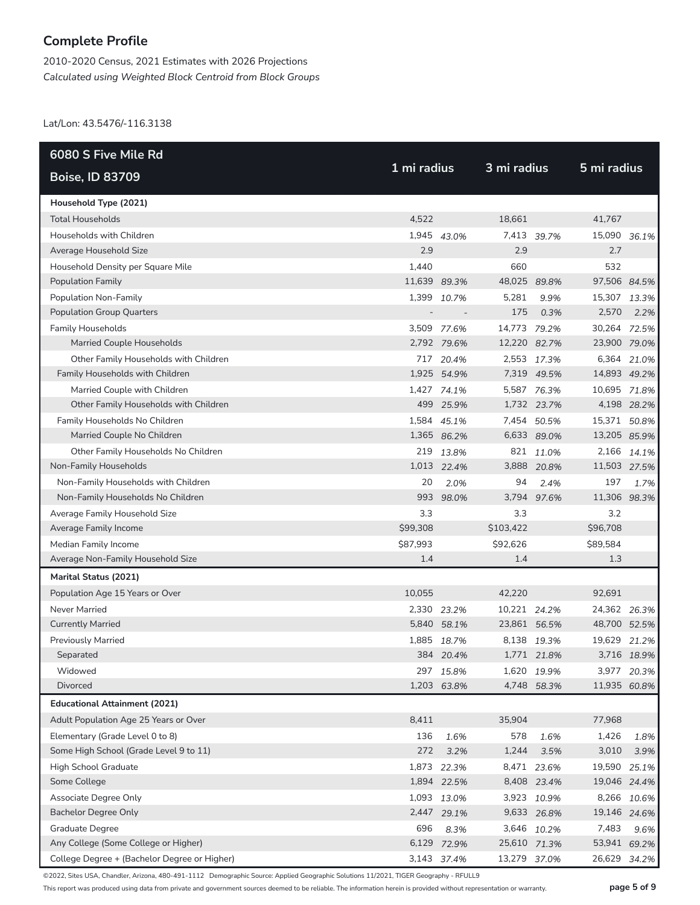## Complete Profile

2010-2020 Census, 2021 Estimates with 2026 Projections
*Calculated using Weighted Block Centroid from Block Groups*

Lat/Lon: 43.5476/-116.3138

| 6080 S Five Mile Rd<br>Boise, ID 83709 | 1 mi radius | | 3 mi radius | | 5 mi radius | |
|---|---|---|---|---|---|---|
| **Household Type (2021)** | | | | | | |
| Total Households | 4,522 | | 18,661 | | 41,767 | |
| Households with Children | 1,945 | *43.0%* | 7,413 | *39.7%* | 15,090 | *36.1%* |
| Average Household Size | 2.9 | | 2.9 | | 2.7 | |
| Household Density per Square Mile | 1,440 | | 660 | | 532 | |
| Population Family | 11,639 | *89.3%* | 48,025 | *89.8%* | 97,506 | *84.5%* |
| Population Non-Family | 1,399 | *10.7%* | 5,281 | *9.9%* | 15,307 | *13.3%* |
| Population Group Quarters | - | - | 175 | *0.3%* | 2,570 | *2.2%* |
| Family Households | 3,509 | *77.6%* | 14,773 | *79.2%* | 30,264 | *72.5%* |
| Married Couple Households | 2,792 | *79.6%* | 12,220 | *82.7%* | 23,900 | *79.0%* |
| Other Family Households with Children | 717 | *20.4%* | 2,553 | *17.3%* | 6,364 | *21.0%* |
| Family Households with Children | 1,925 | *54.9%* | 7,319 | *49.5%* | 14,893 | *49.2%* |
| Married Couple with Children | 1,427 | *74.1%* | 5,587 | *76.3%* | 10,695 | *71.8%* |
| Other Family Households with Children | 499 | *25.9%* | 1,732 | *23.7%* | 4,198 | *28.2%* |
| Family Households No Children | 1,584 | *45.1%* | 7,454 | *50.5%* | 15,371 | *50.8%* |
| Married Couple No Children | 1,365 | *86.2%* | 6,633 | *89.0%* | 13,205 | *85.9%* |
| Other Family Households No Children | 219 | *13.8%* | 821 | *11.0%* | 2,166 | *14.1%* |
| Non-Family Households | 1,013 | *22.4%* | 3,888 | *20.8%* | 11,503 | *27.5%* |
| Non-Family Households with Children | 20 | *2.0%* | 94 | *2.4%* | 197 | *1.7%* |
| Non-Family Households No Children | 993 | *98.0%* | 3,794 | *97.6%* | 11,306 | *98.3%* |
| Average Family Household Size | 3.3 | | 3.3 | | 3.2 | |
| Average Family Income | $99,308 | | $103,422 | | $96,708 | |
| Median Family Income | $87,993 | | $92,626 | | $89,584 | |
| Average Non-Family Household Size | 1.4 | | 1.4 | | 1.3 | |
| **Marital Status (2021)** | | | | | | |
| Population Age 15 Years or Over | 10,055 | | 42,220 | | 92,691 | |
| Never Married | 2,330 | *23.2%* | 10,221 | *24.2%* | 24,362 | *26.3%* |
| Currently Married | 5,840 | *58.1%* | 23,861 | *56.5%* | 48,700 | *52.5%* |
| Previously Married | 1,885 | *18.7%* | 8,138 | *19.3%* | 19,629 | *21.2%* |
| Separated | 384 | *20.4%* | 1,771 | *21.8%* | 3,716 | *18.9%* |
| Widowed | 297 | *15.8%* | 1,620 | *19.9%* | 3,977 | *20.3%* |
| Divorced | 1,203 | *63.8%* | 4,748 | *58.3%* | 11,935 | *60.8%* |
| **Educational Attainment (2021)** | | | | | | |
| Adult Population Age 25 Years or Over | 8,411 | | 35,904 | | 77,968 | |
| Elementary (Grade Level 0 to 8) | 136 | *1.6%* | 578 | *1.6%* | 1,426 | *1.8%* |
| Some High School (Grade Level 9 to 11) | 272 | *3.2%* | 1,244 | *3.5%* | 3,010 | *3.9%* |
| High School Graduate | 1,873 | *22.3%* | 8,471 | *23.6%* | 19,590 | *25.1%* |
| Some College | 1,894 | *22.5%* | 8,408 | *23.4%* | 19,046 | *24.4%* |
| Associate Degree Only | 1,093 | *13.0%* | 3,923 | *10.9%* | 8,266 | *10.6%* |
| Bachelor Degree Only | 2,447 | *29.1%* | 9,633 | *26.8%* | 19,146 | *24.6%* |
| Graduate Degree | 696 | *8.3%* | 3,646 | *10.2%* | 7,483 | *9.6%* |
| Any College (Some College or Higher) | 6,129 | *72.9%* | 25,610 | *71.3%* | 53,941 | *69.2%* |
| College Degree + (Bachelor Degree or Higher) | 3,143 | *37.4%* | 13,279 | *37.0%* | 26,629 | *34.2%* |

©2022, Sites USA, Chandler, Arizona, 480-491-1112 Demographic Source: Applied Geographic Solutions 11/2021, TIGER Geography - RFULL9

This report was produced using data from private and government sources deemed to be reliable. The information herein is provided without representation or warranty.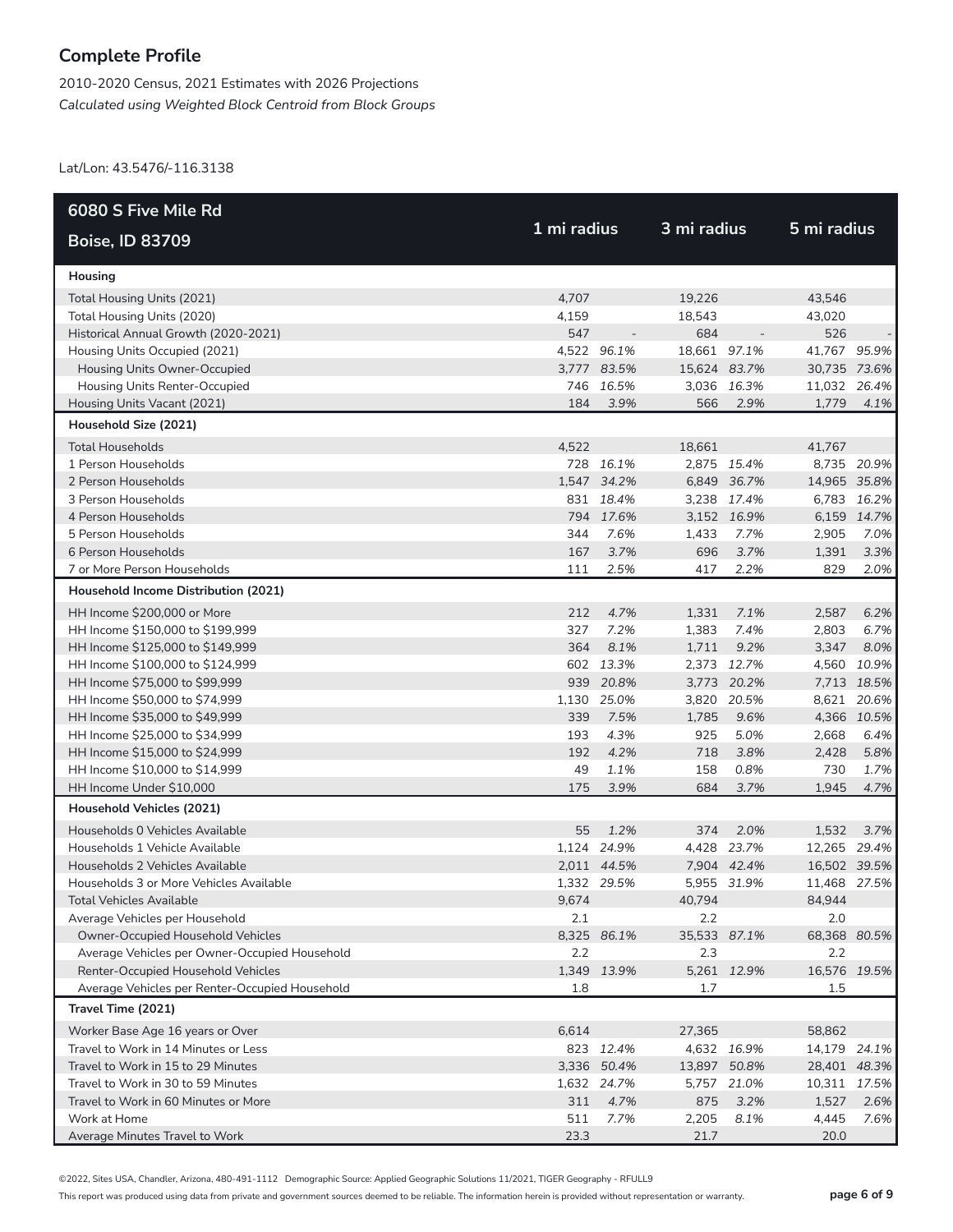# Complete Profile

2010-2020 Census, 2021 Estimates with 2026 Projections

*Calculated using Weighted Block Centroid from Block Groups*

Lat/Lon: 43.5476/-116.3138

| 6080 S Five Mile Rd<br>Boise, ID 83709 | 1 mi radius | | 3 mi radius | | 5 mi radius | |
|---|---|---|---|---|---|---|
| **Housing** | | | | | | |
| Total Housing Units (2021) | 4,707 | | 19,226 | | 43,546 | |
| Total Housing Units (2020) | 4,159 | | 18,543 | | 43,020 | |
| Historical Annual Growth (2020-2021) | 547 | - | 684 | - | 526 | - |
| Housing Units Occupied (2021) | 4,522 | *96.1%* | 18,661 | *97.1%* | 41,767 | *95.9%* |
| Housing Units Owner-Occupied | 3,777 | *83.5%* | 15,624 | *83.7%* | 30,735 | *73.6%* |
| Housing Units Renter-Occupied | 746 | *16.5%* | 3,036 | *16.3%* | 11,032 | *26.4%* |
| Housing Units Vacant (2021) | 184 | *3.9%* | 566 | *2.9%* | 1,779 | *4.1%* |
| **Household Size (2021)** | | | | | | |
| Total Households | 4,522 | | 18,661 | | 41,767 | |
| 1 Person Households | 728 | *16.1%* | 2,875 | *15.4%* | 8,735 | *20.9%* |
| 2 Person Households | 1,547 | *34.2%* | 6,849 | *36.7%* | 14,965 | *35.8%* |
| 3 Person Households | 831 | *18.4%* | 3,238 | *17.4%* | 6,783 | *16.2%* |
| 4 Person Households | 794 | *17.6%* | 3,152 | *16.9%* | 6,159 | *14.7%* |
| 5 Person Households | 344 | *7.6%* | 1,433 | *7.7%* | 2,905 | *7.0%* |
| 6 Person Households | 167 | *3.7%* | 696 | *3.7%* | 1,391 | *3.3%* |
| 7 or More Person Households | 111 | *2.5%* | 417 | *2.2%* | 829 | *2.0%* |
| **Household Income Distribution (2021)** | | | | | | |
| HH Income $200,000 or More | 212 | *4.7%* | 1,331 | *7.1%* | 2,587 | *6.2%* |
| HH Income $150,000 to $199,999 | 327 | *7.2%* | 1,383 | *7.4%* | 2,803 | *6.7%* |
| HH Income $125,000 to $149,999 | 364 | *8.1%* | 1,711 | *9.2%* | 3,347 | *8.0%* |
| HH Income $100,000 to $124,999 | 602 | *13.3%* | 2,373 | *12.7%* | 4,560 | *10.9%* |
| HH Income $75,000 to $99,999 | 939 | *20.8%* | 3,773 | *20.2%* | 7,713 | *18.5%* |
| HH Income $50,000 to $74,999 | 1,130 | *25.0%* | 3,820 | *20.5%* | 8,621 | *20.6%* |
| HH Income $35,000 to $49,999 | 339 | *7.5%* | 1,785 | *9.6%* | 4,366 | *10.5%* |
| HH Income $25,000 to $34,999 | 193 | *4.3%* | 925 | *5.0%* | 2,668 | *6.4%* |
| HH Income $15,000 to $24,999 | 192 | *4.2%* | 718 | *3.8%* | 2,428 | *5.8%* |
| HH Income $10,000 to $14,999 | 49 | *1.1%* | 158 | *0.8%* | 730 | *1.7%* |
| HH Income Under $10,000 | 175 | *3.9%* | 684 | *3.7%* | 1,945 | *4.7%* |
| **Household Vehicles (2021)** | | | | | | |
| Households 0 Vehicles Available | 55 | *1.2%* | 374 | *2.0%* | 1,532 | *3.7%* |
| Households 1 Vehicle Available | 1,124 | *24.9%* | 4,428 | *23.7%* | 12,265 | *29.4%* |
| Households 2 Vehicles Available | 2,011 | *44.5%* | 7,904 | *42.4%* | 16,502 | *39.5%* |
| Households 3 or More Vehicles Available | 1,332 | *29.5%* | 5,955 | *31.9%* | 11,468 | *27.5%* |
| Total Vehicles Available | 9,674 | | 40,794 | | 84,944 | |
| Average Vehicles per Household | 2.1 | | 2.2 | | 2.0 | |
| Owner-Occupied Household Vehicles | 8,325 | *86.1%* | 35,533 | *87.1%* | 68,368 | *80.5%* |
| Average Vehicles per Owner-Occupied Household | 2.2 | | 2.3 | | 2.2 | |
| Renter-Occupied Household Vehicles | 1,349 | *13.9%* | 5,261 | *12.9%* | 16,576 | *19.5%* |
| Average Vehicles per Renter-Occupied Household | 1.8 | | 1.7 | | 1.5 | |
| **Travel Time (2021)** | | | | | | |
| Worker Base Age 16 years or Over | 6,614 | | 27,365 | | 58,862 | |
| Travel to Work in 14 Minutes or Less | 823 | *12.4%* | 4,632 | *16.9%* | 14,179 | *24.1%* |
| Travel to Work in 15 to 29 Minutes | 3,336 | *50.4%* | 13,897 | *50.8%* | 28,401 | *48.3%* |
| Travel to Work in 30 to 59 Minutes | 1,632 | *24.7%* | 5,757 | *21.0%* | 10,311 | *17.5%* |
| Travel to Work in 60 Minutes or More | 311 | *4.7%* | 875 | *3.2%* | 1,527 | *2.6%* |
| Work at Home | 511 | *7.7%* | 2,205 | *8.1%* | 4,445 | *7.6%* |
| Average Minutes Travel to Work | 23.3 | | 21.7 | | 20.0 | |

©2022, Sites USA, Chandler, Arizona, 480-491-1112 Demographic Source: Applied Geographic Solutions 11/2021, TIGER Geography - RFULL9

This report was produced using data from private and government sources deemed to be reliable. The information herein is provided without representation or warranty.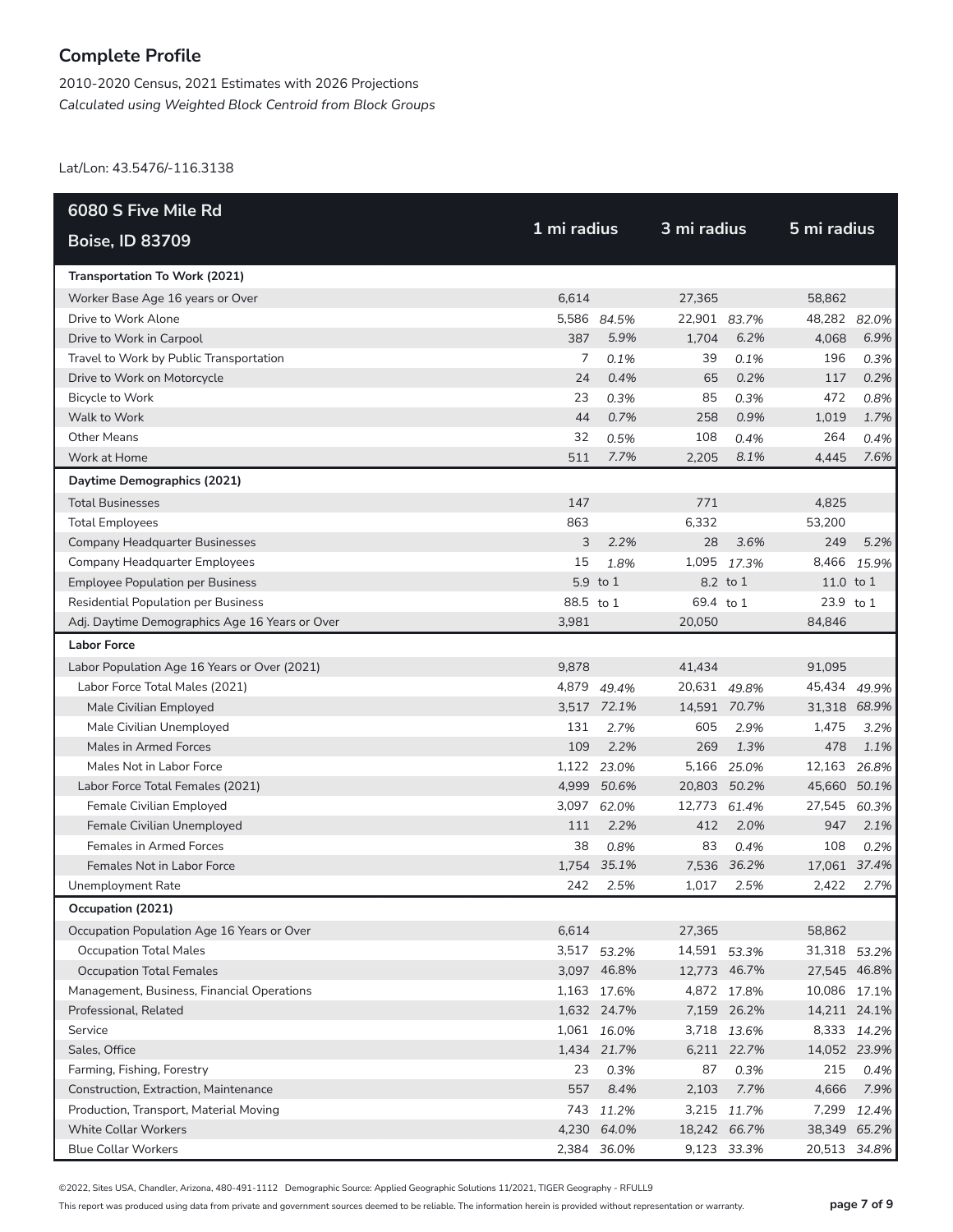## Complete Profile

2010-2020 Census, 2021 Estimates with 2026 Projections
*Calculated using Weighted Block Centroid from Block Groups*

Lat/Lon: 43.5476/-116.3138

| 6080 S Five Mile Rd<br>Boise, ID 83709 | 1 mi radius | | 3 mi radius | | 5 mi radius | |
|---|---|---|---|---|---|---|
| **Transportation To Work (2021)** | | | | | | |
| Worker Base Age 16 years or Over | 6,614 | | 27,365 | | 58,862 | |
| Drive to Work Alone | 5,586 | *84.5%* | 22,901 | *83.7%* | 48,282 | *82.0%* |
| Drive to Work in Carpool | 387 | *5.9%* | 1,704 | *6.2%* | 4,068 | *6.9%* |
| Travel to Work by Public Transportation | 7 | *0.1%* | 39 | *0.1%* | 196 | *0.3%* |
| Drive to Work on Motorcycle | 24 | *0.4%* | 65 | *0.2%* | 117 | *0.2%* |
| Bicycle to Work | 23 | *0.3%* | 85 | *0.3%* | 472 | *0.8%* |
| Walk to Work | 44 | *0.7%* | 258 | *0.9%* | 1,019 | *1.7%* |
| Other Means | 32 | *0.5%* | 108 | *0.4%* | 264 | *0.4%* |
| Work at Home | 511 | *7.7%* | 2,205 | *8.1%* | 4,445 | *7.6%* |
| **Daytime Demographics (2021)** | | | | | | |
| Total Businesses | 147 | | 771 | | 4,825 | |
| Total Employees | 863 | | 6,332 | | 53,200 | |
| Company Headquarter Businesses | 3 | *2.2%* | 28 | *3.6%* | 249 | *5.2%* |
| Company Headquarter Employees | 15 | *1.8%* | 1,095 | *17.3%* | 8,466 | *15.9%* |
| Employee Population per Business | 5.9 | to 1 | 8.2 | to 1 | 11.0 | to 1 |
| Residential Population per Business | 88.5 | to 1 | 69.4 | to 1 | 23.9 | to 1 |
| Adj. Daytime Demographics Age 16 Years or Over | 3,981 | | 20,050 | | 84,846 | |
| **Labor Force** | | | | | | |
| Labor Population Age 16 Years or Over (2021) | 9,878 | | 41,434 | | 91,095 | |
| Labor Force Total Males (2021) | 4,879 | *49.4%* | 20,631 | *49.8%* | 45,434 | *49.9%* |
| Male Civilian Employed | 3,517 | *72.1%* | 14,591 | *70.7%* | 31,318 | *68.9%* |
| Male Civilian Unemployed | 131 | *2.7%* | 605 | *2.9%* | 1,475 | *3.2%* |
| Males in Armed Forces | 109 | *2.2%* | 269 | *1.3%* | 478 | *1.1%* |
| Males Not in Labor Force | 1,122 | *23.0%* | 5,166 | *25.0%* | 12,163 | *26.8%* |
| Labor Force Total Females (2021) | 4,999 | *50.6%* | 20,803 | *50.2%* | 45,660 | *50.1%* |
| Female Civilian Employed | 3,097 | *62.0%* | 12,773 | *61.4%* | 27,545 | *60.3%* |
| Female Civilian Unemployed | 111 | *2.2%* | 412 | *2.0%* | 947 | *2.1%* |
| Females in Armed Forces | 38 | *0.8%* | 83 | *0.4%* | 108 | *0.2%* |
| Females Not in Labor Force | 1,754 | *35.1%* | 7,536 | *36.2%* | 17,061 | *37.4%* |
| Unemployment Rate | 242 | *2.5%* | 1,017 | *2.5%* | 2,422 | *2.7%* |
| **Occupation (2021)** | | | | | | |
| Occupation Population Age 16 Years or Over | 6,614 | | 27,365 | | 58,862 | |
| Occupation Total Males | 3,517 | *53.2%* | 14,591 | *53.3%* | 31,318 | *53.2%* |
| Occupation Total Females | 3,097 | *46.8%* | 12,773 | *46.7%* | 27,545 | *46.8%* |
| Management, Business, Financial Operations | 1,163 | *17.6%* | 4,872 | *17.8%* | 10,086 | *17.1%* |
| Professional, Related | 1,632 | *24.7%* | 7,159 | *26.2%* | 14,211 | *24.1%* |
| Service | 1,061 | *16.0%* | 3,718 | *13.6%* | 8,333 | *14.2%* |
| Sales, Office | 1,434 | *21.7%* | 6,211 | *22.7%* | 14,052 | *23.9%* |
| Farming, Fishing, Forestry | 23 | *0.3%* | 87 | *0.3%* | 215 | *0.4%* |
| Construction, Extraction, Maintenance | 557 | *8.4%* | 2,103 | *7.7%* | 4,666 | *7.9%* |
| Production, Transport, Material Moving | 743 | *11.2%* | 3,215 | *11.7%* | 7,299 | *12.4%* |
| White Collar Workers | 4,230 | *64.0%* | 18,242 | *66.7%* | 38,349 | *65.2%* |
| Blue Collar Workers | 2,384 | *36.0%* | 9,123 | *33.3%* | 20,513 | *34.8%* |

©2022, Sites USA, Chandler, Arizona, 480-491-1112 Demographic Source: Applied Geographic Solutions 11/2021, TIGER Geography - RFULL9

This report was produced using data from private and government sources deemed to be reliable. The information herein is provided without representation or warranty.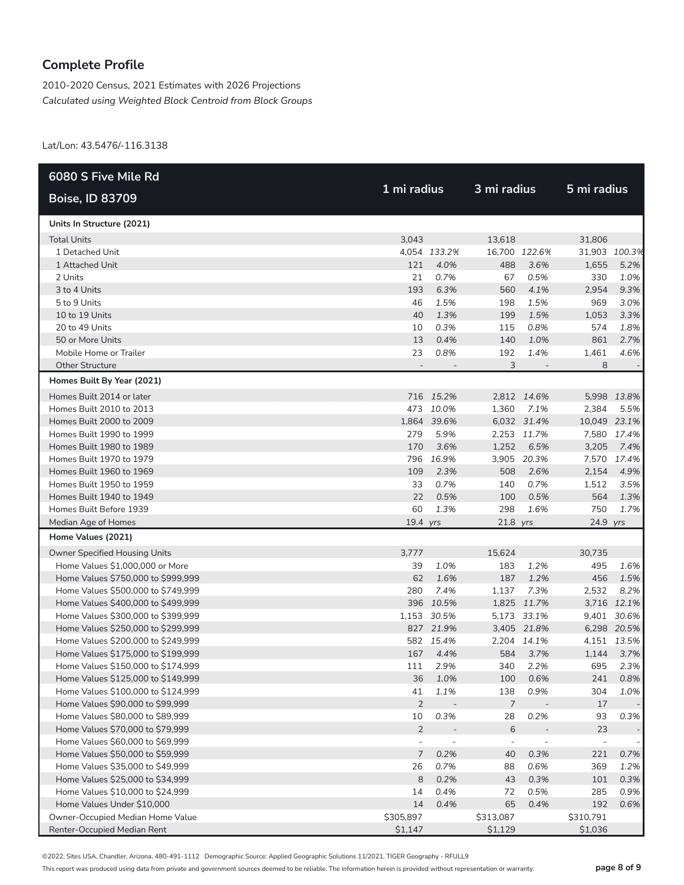## Complete Profile

2010-2020 Census, 2021 Estimates with 2026 Projections
*Calculated using Weighted Block Centroid from Block Groups*

Lat/Lon: 43.5476/-116.3138

| 6080 S Five Mile Rd<br>Boise, ID 83709 | 1 mi radius | | 3 mi radius | | 5 mi radius | |
|---|---|---|---|---|---|---|
| **Units In Structure (2021)** | | | | | | |
| Total Units | 3,043 | | 13,618 | | 31,806 | |
| 1 Detached Unit | 4,054 | *133.2%* | 16,700 | *122.6%* | 31,903 | *100.3%* |
| 1 Attached Unit | 121 | *4.0%* | 488 | *3.6%* | 1,655 | *5.2%* |
| 2 Units | 21 | *0.7%* | 67 | *0.5%* | 330 | *1.0%* |
| 3 to 4 Units | 193 | *6.3%* | 560 | *4.1%* | 2,954 | *9.3%* |
| 5 to 9 Units | 46 | *1.5%* | 198 | *1.5%* | 969 | *3.0%* |
| 10 to 19 Units | 40 | *1.3%* | 199 | *1.5%* | 1,053 | *3.3%* |
| 20 to 49 Units | 10 | *0.3%* | 115 | *0.8%* | 574 | *1.8%* |
| 50 or More Units | 13 | *0.4%* | 140 | *1.0%* | 861 | *2.7%* |
| Mobile Home or Trailer | 23 | *0.8%* | 192 | *1.4%* | 1,461 | *4.6%* |
| Other Structure | - | - | 3 | - | 8 | - |
| **Homes Built By Year (2021)** | | | | | | |
| Homes Built 2014 or later | 716 | *15.2%* | 2,812 | *14.6%* | 5,998 | *13.8%* |
| Homes Built 2010 to 2013 | 473 | *10.0%* | 1,360 | *7.1%* | 2,384 | *5.5%* |
| Homes Built 2000 to 2009 | 1,864 | *39.6%* | 6,032 | *31.4%* | 10,049 | *23.1%* |
| Homes Built 1990 to 1999 | 279 | *5.9%* | 2,253 | *11.7%* | 7,580 | *17.4%* |
| Homes Built 1980 to 1989 | 170 | *3.6%* | 1,252 | *6.5%* | 3,205 | *7.4%* |
| Homes Built 1970 to 1979 | 796 | *16.9%* | 3,905 | *20.3%* | 7,570 | *17.4%* |
| Homes Built 1960 to 1969 | 109 | *2.3%* | 508 | *2.6%* | 2,154 | *4.9%* |
| Homes Built 1950 to 1959 | 33 | *0.7%* | 140 | *0.7%* | 1,512 | *3.5%* |
| Homes Built 1940 to 1949 | 22 | *0.5%* | 100 | *0.5%* | 564 | *1.3%* |
| Homes Built Before 1939 | 60 | *1.3%* | 298 | *1.6%* | 750 | *1.7%* |
| Median Age of Homes | 19.4 | *yrs* | 21.8 | *yrs* | 24.9 | *yrs* |
| **Home Values (2021)** | | | | | | |
| Owner Specified Housing Units | 3,777 | | 15,624 | | 30,735 | |
| Home Values $1,000,000 or More | 39 | *1.0%* | 183 | *1.2%* | 495 | *1.6%* |
| Home Values $750,000 to $999,999 | 62 | *1.6%* | 187 | *1.2%* | 456 | *1.5%* |
| Home Values $500,000 to $749,999 | 280 | *7.4%* | 1,137 | *7.3%* | 2,532 | *8.2%* |
| Home Values $400,000 to $499,999 | 396 | *10.5%* | 1,825 | *11.7%* | 3,716 | *12.1%* |
| Home Values $300,000 to $399,999 | 1,153 | *30.5%* | 5,173 | *33.1%* | 9,401 | *30.6%* |
| Home Values $250,000 to $299,999 | 827 | *21.9%* | 3,405 | *21.8%* | 6,298 | *20.5%* |
| Home Values $200,000 to $249,999 | 582 | *15.4%* | 2,204 | *14.1%* | 4,151 | *13.5%* |
| Home Values $175,000 to $199,999 | 167 | *4.4%* | 584 | *3.7%* | 1,144 | *3.7%* |
| Home Values $150,000 to $174,999 | 111 | *2.9%* | 340 | *2.2%* | 695 | *2.3%* |
| Home Values $125,000 to $149,999 | 36 | *1.0%* | 100 | *0.6%* | 241 | *0.8%* |
| Home Values $100,000 to $124,999 | 41 | *1.1%* | 138 | *0.9%* | 304 | *1.0%* |
| Home Values $90,000 to $99,999 | 2 | - | 7 | - | 17 | - |
| Home Values $80,000 to $89,999 | 10 | *0.3%* | 28 | *0.2%* | 93 | *0.3%* |
| Home Values $70,000 to $79,999 | 2 | - | 6 | - | 23 | - |
| Home Values $60,000 to $69,999 | - | - | - | - | - | - |
| Home Values $50,000 to $59,999 | 7 | *0.2%* | 40 | *0.3%* | 221 | *0.7%* |
| Home Values $35,000 to $49,999 | 26 | *0.7%* | 88 | *0.6%* | 369 | *1.2%* |
| Home Values $25,000 to $34,999 | 8 | *0.2%* | 43 | *0.3%* | 101 | *0.3%* |
| Home Values $10,000 to $24,999 | 14 | *0.4%* | 72 | *0.5%* | 285 | *0.9%* |
| Home Values Under $10,000 | 14 | *0.4%* | 65 | *0.4%* | 192 | *0.6%* |
| Owner-Occupied Median Home Value | $305,897 | | $313,087 | | $310,791 | |
| Renter-Occupied Median Rent | $1,147 | | $1,129 | | $1,036 | |

©2022, Sites USA, Chandler, Arizona, 480-491-1112 Demographic Source: Applied Geographic Solutions 11/2021, TIGER Geography - RFULL9

This report was produced using data from private and government sources deemed to be reliable. The information herein is provided without representation or warranty.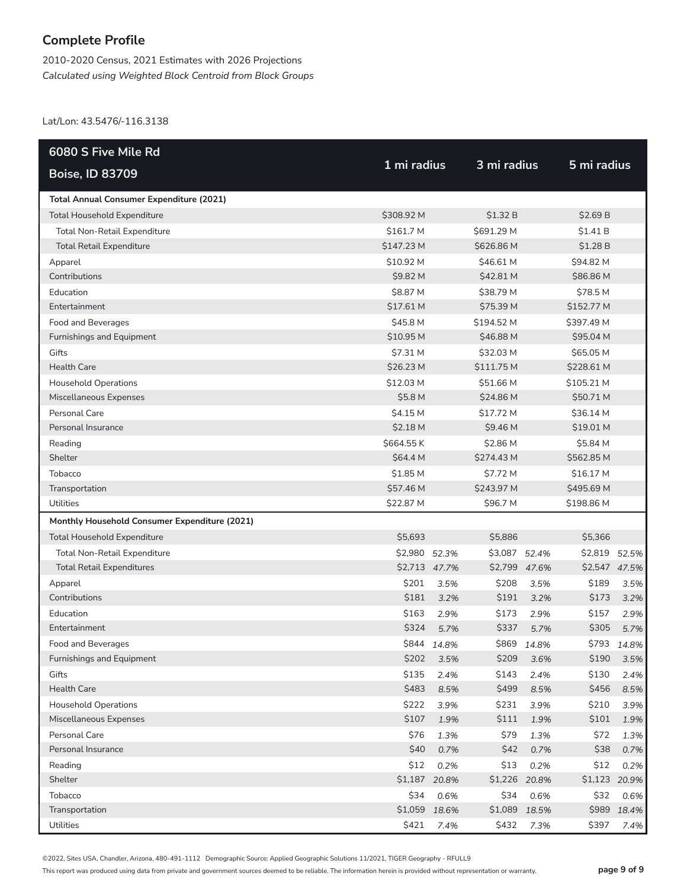## Complete Profile

2010-2020 Census, 2021 Estimates with 2026 Projections
*Calculated using Weighted Block Centroid from Block Groups*

Lat/Lon: 43.5476/-116.3138

| 6080 S Five Mile Rd Boise, ID 83709 | 1 mi radius | | 3 mi radius | | 5 mi radius | |
|---|---|---|---|---|---|---|
| **Total Annual Consumer Expenditure (2021)** | | | | | | |
| Total Household Expenditure | $308.92 M | | $1.32 B | | $2.69 B | |
| Total Non-Retail Expenditure | $161.7 M | | $691.29 M | | $1.41 B | |
| Total Retail Expenditure | $147.23 M | | $626.86 M | | $1.28 B | |
| Apparel | $10.92 M | | $46.61 M | | $94.82 M | |
| Contributions | $9.82 M | | $42.81 M | | $86.86 M | |
| Education | $8.87 M | | $38.79 M | | $78.5 M | |
| Entertainment | $17.61 M | | $75.39 M | | $152.77 M | |
| Food and Beverages | $45.8 M | | $194.52 M | | $397.49 M | |
| Furnishings and Equipment | $10.95 M | | $46.88 M | | $95.04 M | |
| Gifts | $7.31 M | | $32.03 M | | $65.05 M | |
| Health Care | $26.23 M | | $111.75 M | | $228.61 M | |
| Household Operations | $12.03 M | | $51.66 M | | $105.21 M | |
| Miscellaneous Expenses | $5.8 M | | $24.86 M | | $50.71 M | |
| Personal Care | $4.15 M | | $17.72 M | | $36.14 M | |
| Personal Insurance | $2.18 M | | $9.46 M | | $19.01 M | |
| Reading | $664.55 K | | $2.86 M | | $5.84 M | |
| Shelter | $64.4 M | | $274.43 M | | $562.85 M | |
| Tobacco | $1.85 M | | $7.72 M | | $16.17 M | |
| Transportation | $57.46 M | | $243.97 M | | $495.69 M | |
| Utilities | $22.87 M | | $96.7 M | | $198.86 M | |
| **Monthly Household Consumer Expenditure (2021)** | | | | | | |
| Total Household Expenditure | $5,693 | | $5,886 | | $5,366 | |
| Total Non-Retail Expenditure | $2,980 | *52.3%* | $3,087 | *52.4%* | $2,819 | *52.5%* |
| Total Retail Expenditures | $2,713 | *47.7%* | $2,799 | *47.6%* | $2,547 | *47.5%* |
| Apparel | $201 | *3.5%* | $208 | *3.5%* | $189 | *3.5%* |
| Contributions | $181 | *3.2%* | $191 | *3.2%* | $173 | *3.2%* |
| Education | $163 | *2.9%* | $173 | *2.9%* | $157 | *2.9%* |
| Entertainment | $324 | *5.7%* | $337 | *5.7%* | $305 | *5.7%* |
| Food and Beverages | $844 | *14.8%* | $869 | *14.8%* | $793 | *14.8%* |
| Furnishings and Equipment | $202 | *3.5%* | $209 | *3.6%* | $190 | *3.5%* |
| Gifts | $135 | *2.4%* | $143 | *2.4%* | $130 | *2.4%* |
| Health Care | $483 | *8.5%* | $499 | *8.5%* | $456 | *8.5%* |
| Household Operations | $222 | *3.9%* | $231 | *3.9%* | $210 | *3.9%* |
| Miscellaneous Expenses | $107 | *1.9%* | $111 | *1.9%* | $101 | *1.9%* |
| Personal Care | $76 | *1.3%* | $79 | *1.3%* | $72 | *1.3%* |
| Personal Insurance | $40 | *0.7%* | $42 | *0.7%* | $38 | *0.7%* |
| Reading | $12 | *0.2%* | $13 | *0.2%* | $12 | *0.2%* |
| Shelter | $1,187 | *20.8%* | $1,226 | *20.8%* | $1,123 | *20.9%* |
| Tobacco | $34 | *0.6%* | $34 | *0.6%* | $32 | *0.6%* |
| Transportation | $1,059 | *18.6%* | $1,089 | *18.5%* | $989 | *18.4%* |
| Utilities | $421 | *7.4%* | $432 | *7.3%* | $397 | *7.4%* |

©2022, Sites USA, Chandler, Arizona, 480-491-1112 Demographic Source: Applied Geographic Solutions 11/2021, TIGER Geography - RFULL9

This report was produced using data from private and government sources deemed to be reliable. The information herein is provided without representation or warranty.